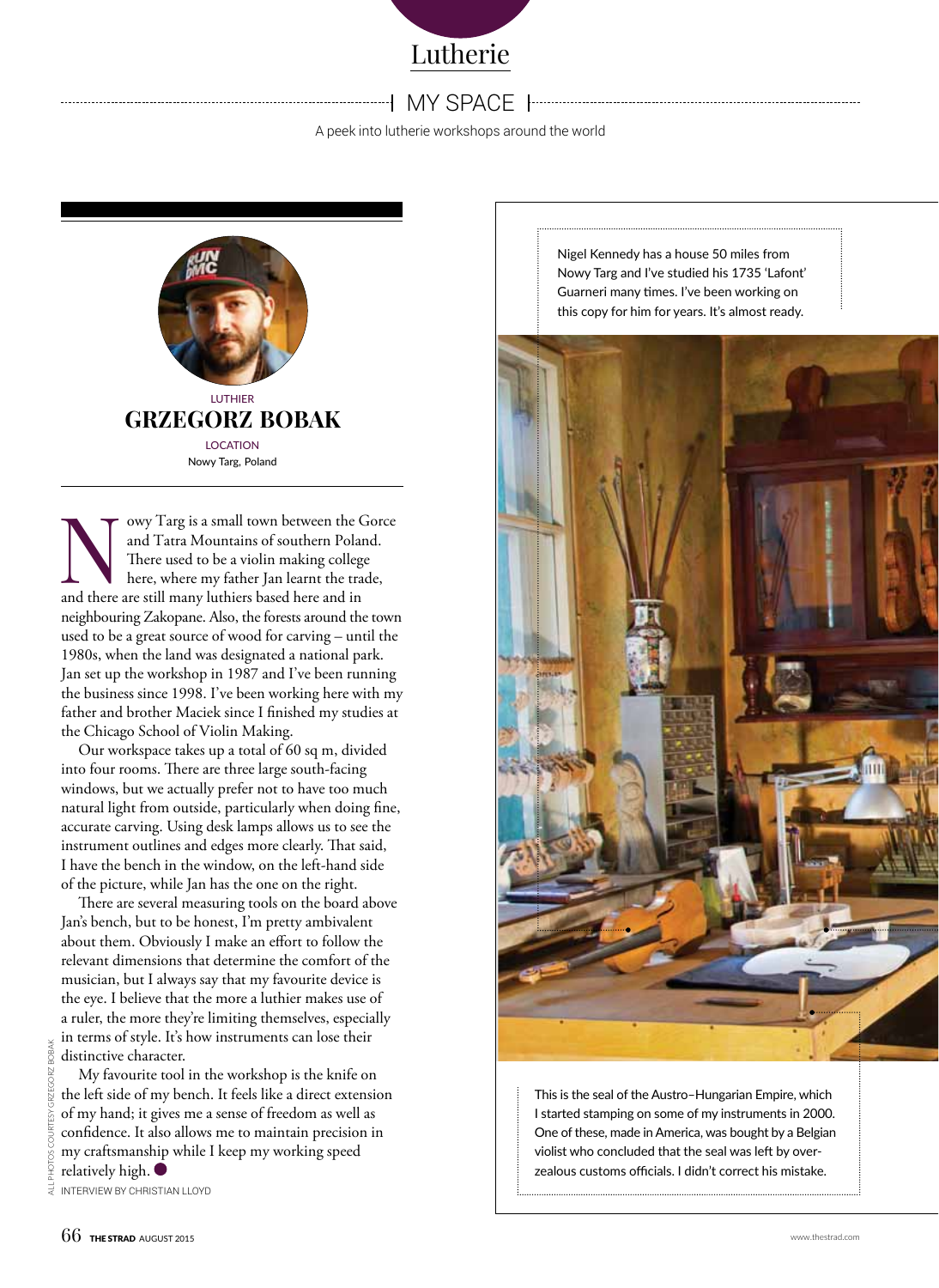# Lutherie

## MY SPACE

A peek into lutherie workshops around the world

LUTHIER

### GRZEGORZ BOBAK

LOCATION

Nowy Targ, Poland

Nowy Targ is a small town between the Gorce and Tatra Mountains of southern Poland. There used to be a violin making college here, where my father Jan learnt the trade, and there are still many luthiers based here and in neighbouring Zakopane. Also, the forests around the town used to be a great source of wood for carving – until the 1980s, when the land was designated a national park. Jan set up the workshop in 1987 and I've been running the business since 1998. I've been working here with my father and brother Maciek since I finished my studies at the Chicago School of Violin Making.

Our workspace takes up a total of 60 sq m, divided into four rooms. There are three large south-facing windows, but we actually prefer not to have too much natural light from outside, particularly when doing fine, accurate carving. Using desk lamps allows us to see the instrument outlines and edges more clearly. That said, I have the bench in the window, on the left-hand side of the picture, while Jan has the one on the right.

There are several measuring tools on the board above Jan's bench, but to be honest, I'm pretty ambivalent about them. Obviously I make an effort to follow the relevant dimensions that determine the comfort of the musician, but I always say that my favourite device is the eye. I believe that the more a luthier makes use of a ruler, the more they're limiting themselves, especially in terms of style. It's how instruments can lose their distinctive character.

My favourite tool in the workshop is the knife on the left side of my bench. It feels like a direct extension of my hand; it gives me a sense of freedom as well as confidence. It also allows me to maintain precision in my craftsmanship while I keep my working speed relatively high. ●

INTERVIEW BY CHRISTIAN LLOYD

ALL PHOTOS COURTESY GRZEGORZ BOBAK

Nigel Kennedy has a house 50 miles from Nowy Targ and I've studied his 1735 'Lafont' Guarneri many times. I've been working on this copy for him for years. It's almost ready.

This is the seal of the Austro–Hungarian Empire, which I started stamping on some of my instruments in 2000. One of these, made in America, was bought by a Belgian violist who concluded that the seal was left by over-zealous customs officials. I didn't correct his mistake.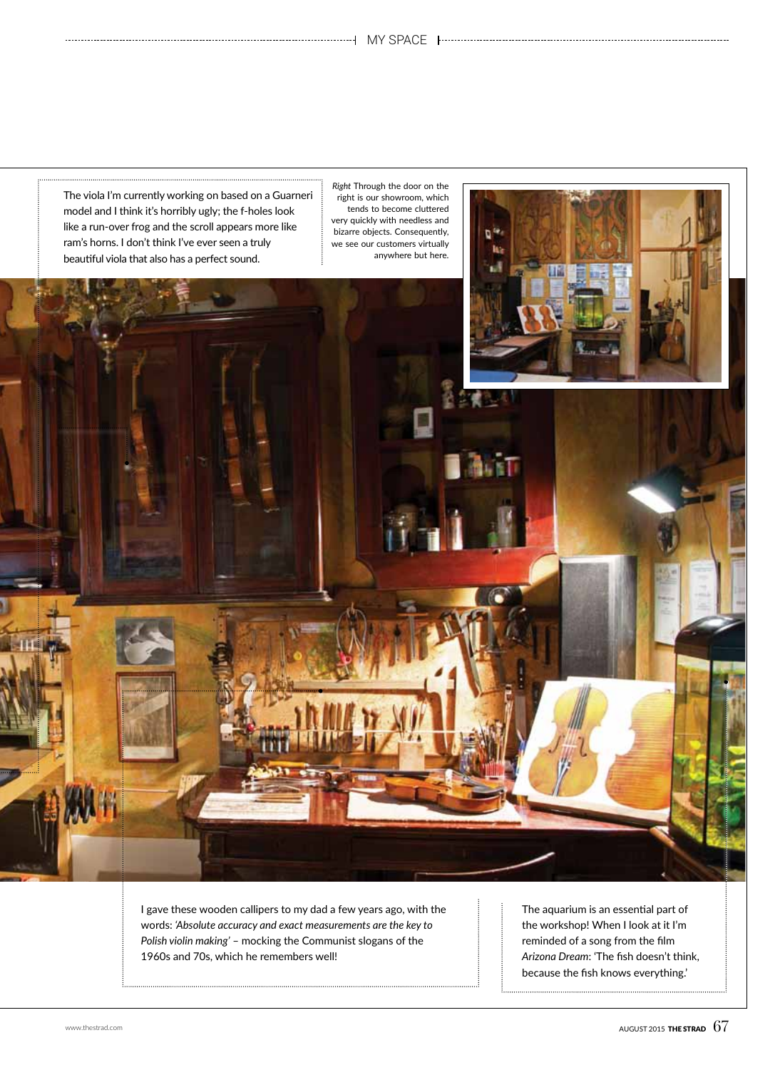The viola I'm currently working on based on a Guarneri model and I think it's horribly ugly; the f-holes look like a run-over frog and the scroll appears more like ram's horns. I don't think I've ever seen a truly beautiful viola that also has a perfect sound.

*Right* Through the door on the right is our showroom, which tends to become cluttered very quickly with needless and bizarre objects. Consequently, we see our customers virtually anywhere but here.

I gave these wooden callipers to my dad a few years ago, with the words: *'Absolute accuracy and exact measurements are the key to Polish violin making'* – mocking the Communist slogans of the 1960s and 70s, which he remembers well!

The aquarium is an essential part of the workshop! When I look at it I'm reminded of a song from the film *Arizona Dream*: 'The fish doesn't think, because the fish knows everything.'